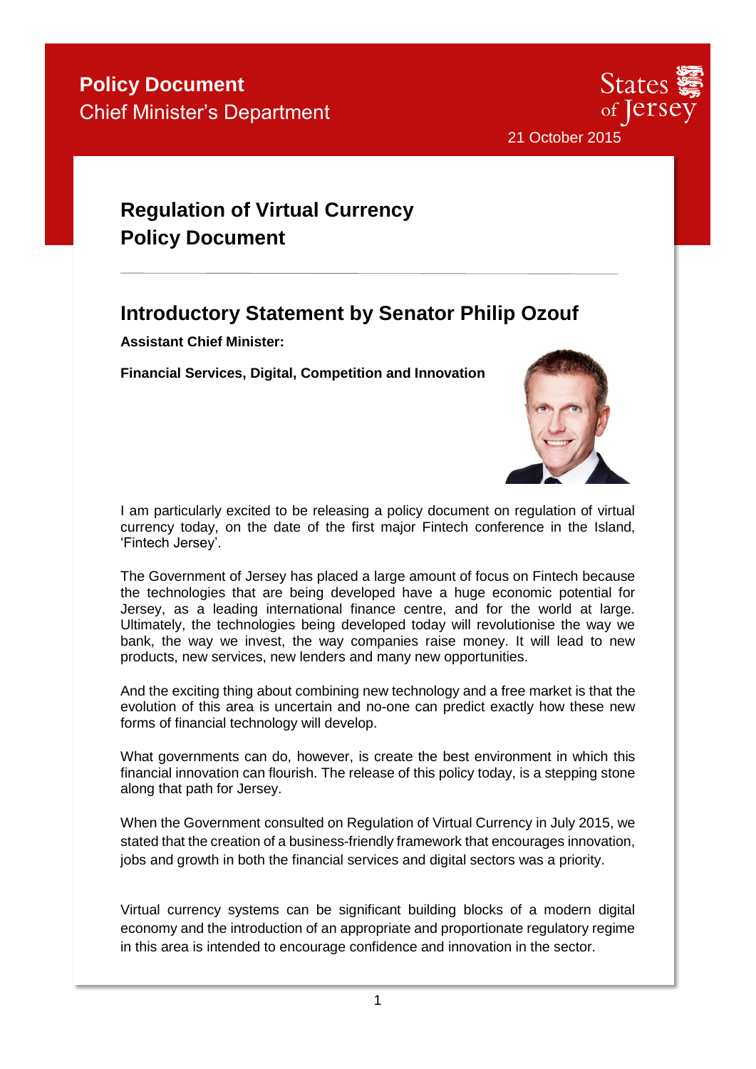**Policy Document**
Chief Minister's Department

States of Jersey

21 October 2015

# Regulation of Virtual Currency Policy Document

## Introductory Statement by Senator Philip Ozouf

**Assistant Chief Minister:**

**Financial Services, Digital, Competition and Innovation**

I am particularly excited to be releasing a policy document on regulation of virtual currency today, on the date of the first major Fintech conference in the Island, 'Fintech Jersey'.

The Government of Jersey has placed a large amount of focus on Fintech because the technologies that are being developed have a huge economic potential for Jersey, as a leading international finance centre, and for the world at large. Ultimately, the technologies being developed today will revolutionise the way we bank, the way we invest, the way companies raise money. It will lead to new products, new services, new lenders and many new opportunities.

And the exciting thing about combining new technology and a free market is that the evolution of this area is uncertain and no-one can predict exactly how these new forms of financial technology will develop.

What governments can do, however, is create the best environment in which this financial innovation can flourish. The release of this policy today, is a stepping stone along that path for Jersey.

When the Government consulted on Regulation of Virtual Currency in July 2015, we stated that the creation of a business-friendly framework that encourages innovation, jobs and growth in both the financial services and digital sectors was a priority.

Virtual currency systems can be significant building blocks of a modern digital economy and the introduction of an appropriate and proportionate regulatory regime in this area is intended to encourage confidence and innovation in the sector.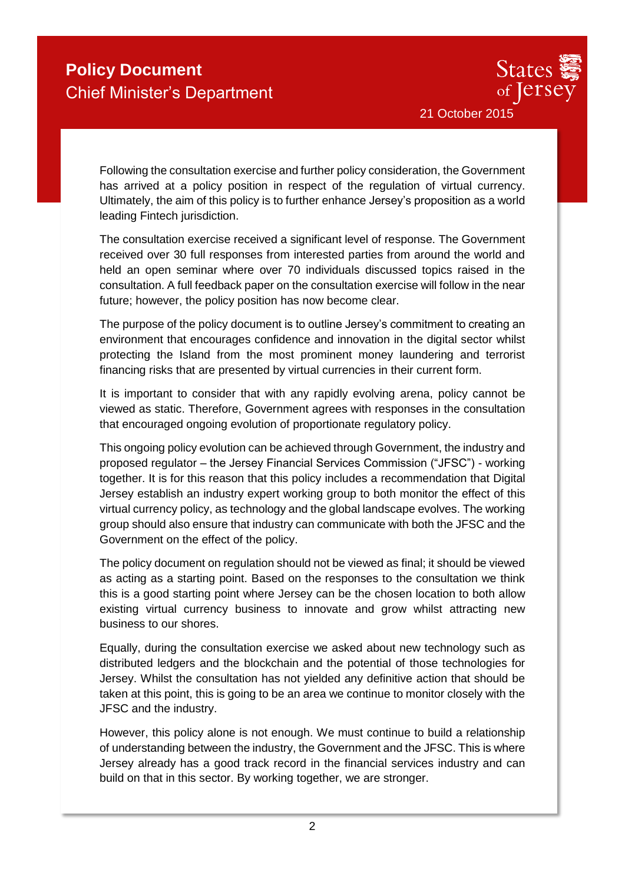Following the consultation exercise and further policy consideration, the Government has arrived at a policy position in respect of the regulation of virtual currency. Ultimately, the aim of this policy is to further enhance Jersey's proposition as a world leading Fintech jurisdiction.

The consultation exercise received a significant level of response. The Government received over 30 full responses from interested parties from around the world and held an open seminar where over 70 individuals discussed topics raised in the consultation. A full feedback paper on the consultation exercise will follow in the near future; however, the policy position has now become clear.

The purpose of the policy document is to outline Jersey's commitment to creating an environment that encourages confidence and innovation in the digital sector whilst protecting the Island from the most prominent money laundering and terrorist financing risks that are presented by virtual currencies in their current form.

It is important to consider that with any rapidly evolving arena, policy cannot be viewed as static. Therefore, Government agrees with responses in the consultation that encouraged ongoing evolution of proportionate regulatory policy.

This ongoing policy evolution can be achieved through Government, the industry and proposed regulator – the Jersey Financial Services Commission ("JFSC") - working together. It is for this reason that this policy includes a recommendation that Digital Jersey establish an industry expert working group to both monitor the effect of this virtual currency policy, as technology and the global landscape evolves. The working group should also ensure that industry can communicate with both the JFSC and the Government on the effect of the policy.

The policy document on regulation should not be viewed as final; it should be viewed as acting as a starting point. Based on the responses to the consultation we think this is a good starting point where Jersey can be the chosen location to both allow existing virtual currency business to innovate and grow whilst attracting new business to our shores.

Equally, during the consultation exercise we asked about new technology such as distributed ledgers and the blockchain and the potential of those technologies for Jersey. Whilst the consultation has not yielded any definitive action that should be taken at this point, this is going to be an area we continue to monitor closely with the JFSC and the industry.

However, this policy alone is not enough. We must continue to build a relationship of understanding between the industry, the Government and the JFSC. This is where Jersey already has a good track record in the financial services industry and can build on that in this sector. By working together, we are stronger.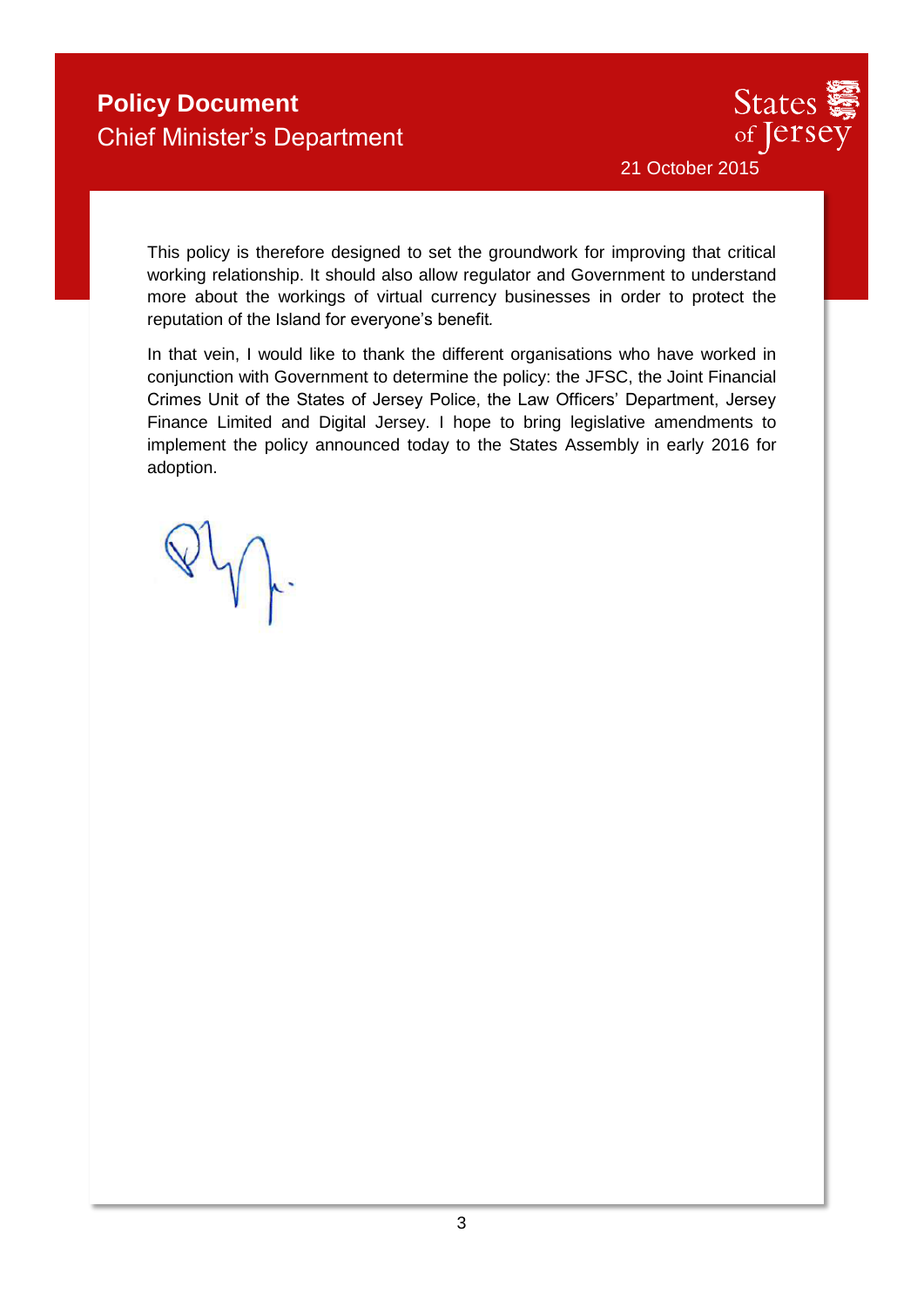This policy is therefore designed to set the groundwork for improving that critical working relationship. It should also allow regulator and Government to understand more about the workings of virtual currency businesses in order to protect the reputation of the Island for everyone's benefit.

In that vein, I would like to thank the different organisations who have worked in conjunction with Government to determine the policy: the JFSC, the Joint Financial Crimes Unit of the States of Jersey Police, the Law Officers' Department, Jersey Finance Limited and Digital Jersey. I hope to bring legislative amendments to implement the policy announced today to the States Assembly in early 2016 for adoption.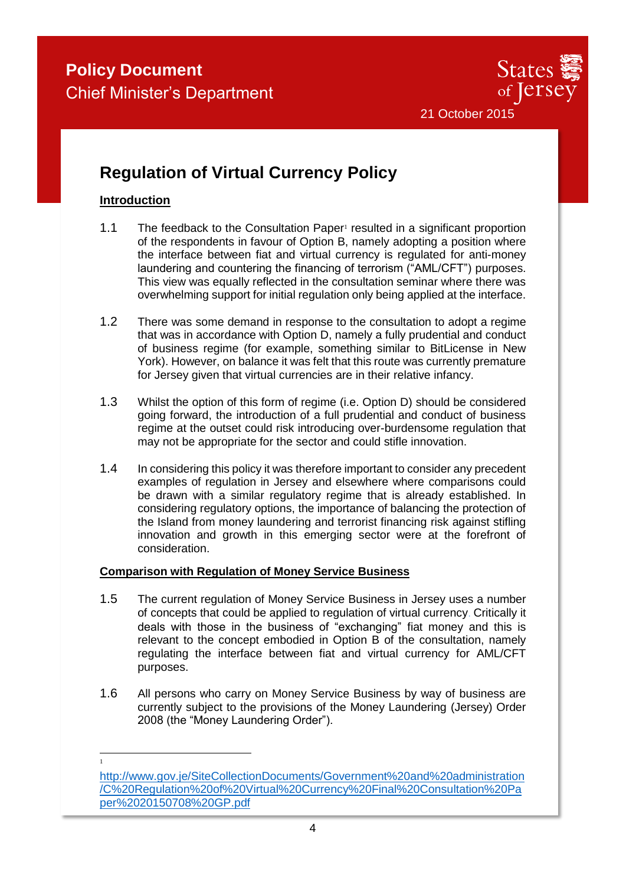**Policy Document**
Chief Minister's Department

21 October 2015

# Regulation of Virtual Currency Policy

## Introduction

1.1 The feedback to the Consultation Paper[1] resulted in a significant proportion of the respondents in favour of Option B, namely adopting a position where the interface between fiat and virtual currency is regulated for anti-money laundering and countering the financing of terrorism ("AML/CFT") purposes. This view was equally reflected in the consultation seminar where there was overwhelming support for initial regulation only being applied at the interface.

1.2 There was some demand in response to the consultation to adopt a regime that was in accordance with Option D, namely a fully prudential and conduct of business regime (for example, something similar to BitLicense in New York). However, on balance it was felt that this route was currently premature for Jersey given that virtual currencies are in their relative infancy.

1.3 Whilst the option of this form of regime (i.e. Option D) should be considered going forward, the introduction of a full prudential and conduct of business regime at the outset could risk introducing over-burdensome regulation that may not be appropriate for the sector and could stifle innovation.

1.4 In considering this policy it was therefore important to consider any precedent examples of regulation in Jersey and elsewhere where comparisons could be drawn with a similar regulatory regime that is already established. In considering regulatory options, the importance of balancing the protection of the Island from money laundering and terrorist financing risk against stifling innovation and growth in this emerging sector were at the forefront of consideration.

## Comparison with Regulation of Money Service Business

1.5 The current regulation of Money Service Business in Jersey uses a number of concepts that could be applied to regulation of virtual currency. Critically it deals with those in the business of "exchanging" fiat money and this is relevant to the concept embodied in Option B of the consultation, namely regulating the interface between fiat and virtual currency for AML/CFT purposes.

1.6 All persons who carry on Money Service Business by way of business are currently subject to the provisions of the Money Laundering (Jersey) Order 2008 (the "Money Laundering Order").

---

[1] http://www.gov.je/SiteCollectionDocuments/Government%20and%20administration/C%20Regulation%20of%20Virtual%20Currency%20Final%20Consultation%20Paper%2020150708%20GP.pdf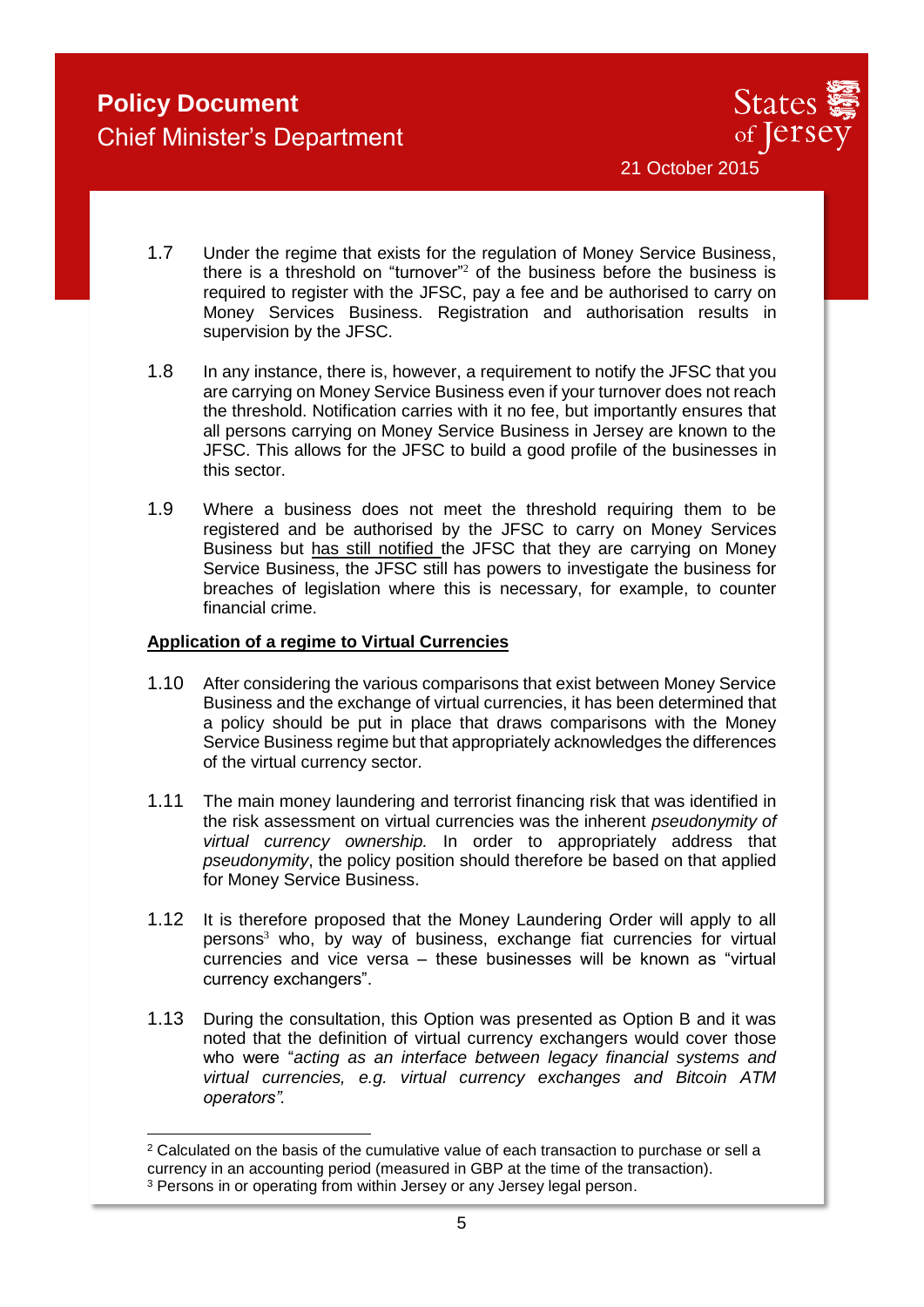1.7 Under the regime that exists for the regulation of Money Service Business, there is a threshold on "turnover"[2] of the business before the business is required to register with the JFSC, pay a fee and be authorised to carry on Money Services Business. Registration and authorisation results in supervision by the JFSC.

1.8 In any instance, there is, however, a requirement to notify the JFSC that you are carrying on Money Service Business even if your turnover does not reach the threshold. Notification carries with it no fee, but importantly ensures that all persons carrying on Money Service Business in Jersey are known to the JFSC. This allows for the JFSC to build a good profile of the businesses in this sector.

1.9 Where a business does not meet the threshold requiring them to be registered and be authorised by the JFSC to carry on Money Services Business but has still notified the JFSC that they are carrying on Money Service Business, the JFSC still has powers to investigate the business for breaches of legislation where this is necessary, for example, to counter financial crime.

**Application of a regime to Virtual Currencies**

1.10 After considering the various comparisons that exist between Money Service Business and the exchange of virtual currencies, it has been determined that a policy should be put in place that draws comparisons with the Money Service Business regime but that appropriately acknowledges the differences of the virtual currency sector.

1.11 The main money laundering and terrorist financing risk that was identified in the risk assessment on virtual currencies was the inherent *pseudonymity of virtual currency ownership.* In order to appropriately address that *pseudonymity*, the policy position should therefore be based on that applied for Money Service Business.

1.12 It is therefore proposed that the Money Laundering Order will apply to all persons[3] who, by way of business, exchange fiat currencies for virtual currencies and vice versa – these businesses will be known as "virtual currency exchangers".

1.13 During the consultation, this Option was presented as Option B and it was noted that the definition of virtual currency exchangers would cover those who were "*acting as an interface between legacy financial systems and virtual currencies, e.g. virtual currency exchanges and Bitcoin ATM operators".*

---

[2] Calculated on the basis of the cumulative value of each transaction to purchase or sell a currency in an accounting period (measured in GBP at the time of the transaction).
[3] Persons in or operating from within Jersey or any Jersey legal person.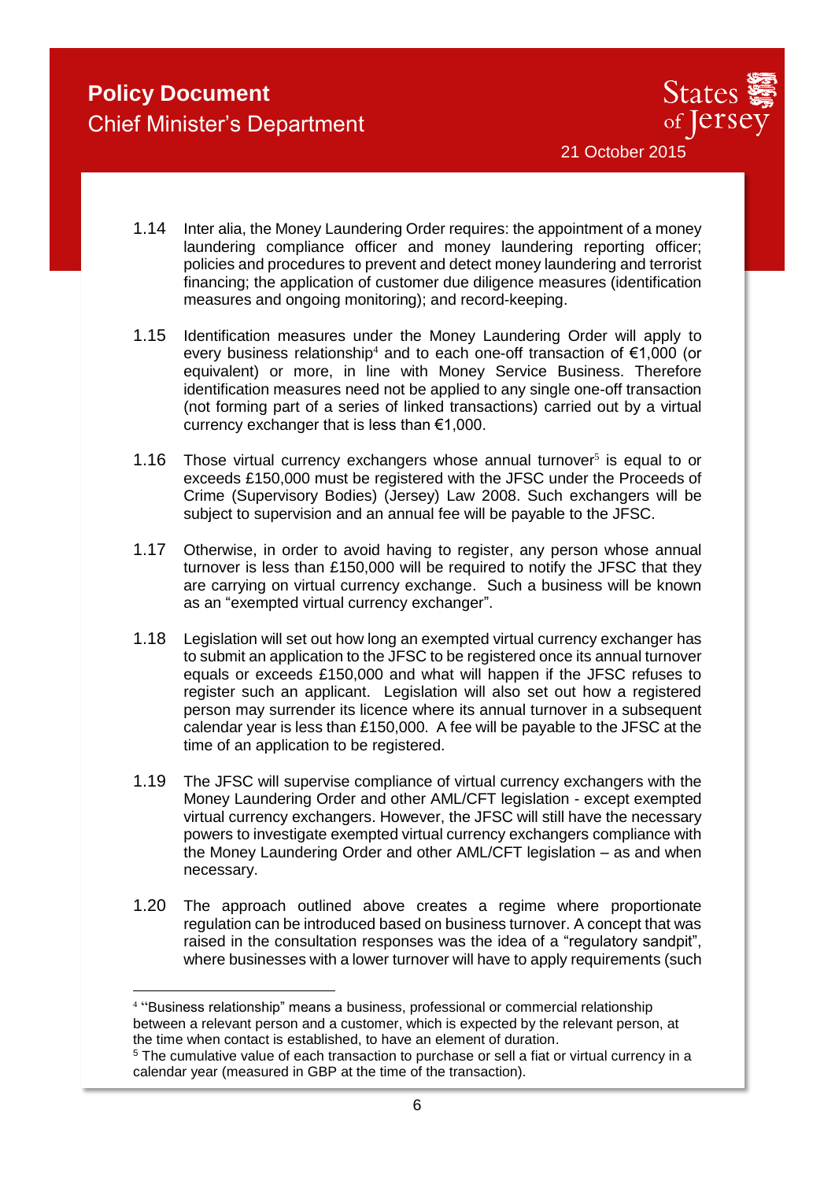1.14 Inter alia, the Money Laundering Order requires: the appointment of a money laundering compliance officer and money laundering reporting officer; policies and procedures to prevent and detect money laundering and terrorist financing; the application of customer due diligence measures (identification measures and ongoing monitoring); and record-keeping.

1.15 Identification measures under the Money Laundering Order will apply to every business relationship[4] and to each one-off transaction of €1,000 (or equivalent) or more, in line with Money Service Business. Therefore identification measures need not be applied to any single one-off transaction (not forming part of a series of linked transactions) carried out by a virtual currency exchanger that is less than €1,000.

1.16 Those virtual currency exchangers whose annual turnover[5] is equal to or exceeds £150,000 must be registered with the JFSC under the Proceeds of Crime (Supervisory Bodies) (Jersey) Law 2008. Such exchangers will be subject to supervision and an annual fee will be payable to the JFSC.

1.17 Otherwise, in order to avoid having to register, any person whose annual turnover is less than £150,000 will be required to notify the JFSC that they are carrying on virtual currency exchange. Such a business will be known as an "exempted virtual currency exchanger".

1.18 Legislation will set out how long an exempted virtual currency exchanger has to submit an application to the JFSC to be registered once its annual turnover equals or exceeds £150,000 and what will happen if the JFSC refuses to register such an applicant. Legislation will also set out how a registered person may surrender its licence where its annual turnover in a subsequent calendar year is less than £150,000. A fee will be payable to the JFSC at the time of an application to be registered.

1.19 The JFSC will supervise compliance of virtual currency exchangers with the Money Laundering Order and other AML/CFT legislation - except exempted virtual currency exchangers. However, the JFSC will still have the necessary powers to investigate exempted virtual currency exchangers compliance with the Money Laundering Order and other AML/CFT legislation – as and when necessary.

1.20 The approach outlined above creates a regime where proportionate regulation can be introduced based on business turnover. A concept that was raised in the consultation responses was the idea of a "regulatory sandpit", where businesses with a lower turnover will have to apply requirements (such

---

[4] "Business relationship" means a business, professional or commercial relationship between a relevant person and a customer, which is expected by the relevant person, at the time when contact is established, to have an element of duration.

[5] The cumulative value of each transaction to purchase or sell a fiat or virtual currency in a calendar year (measured in GBP at the time of the transaction).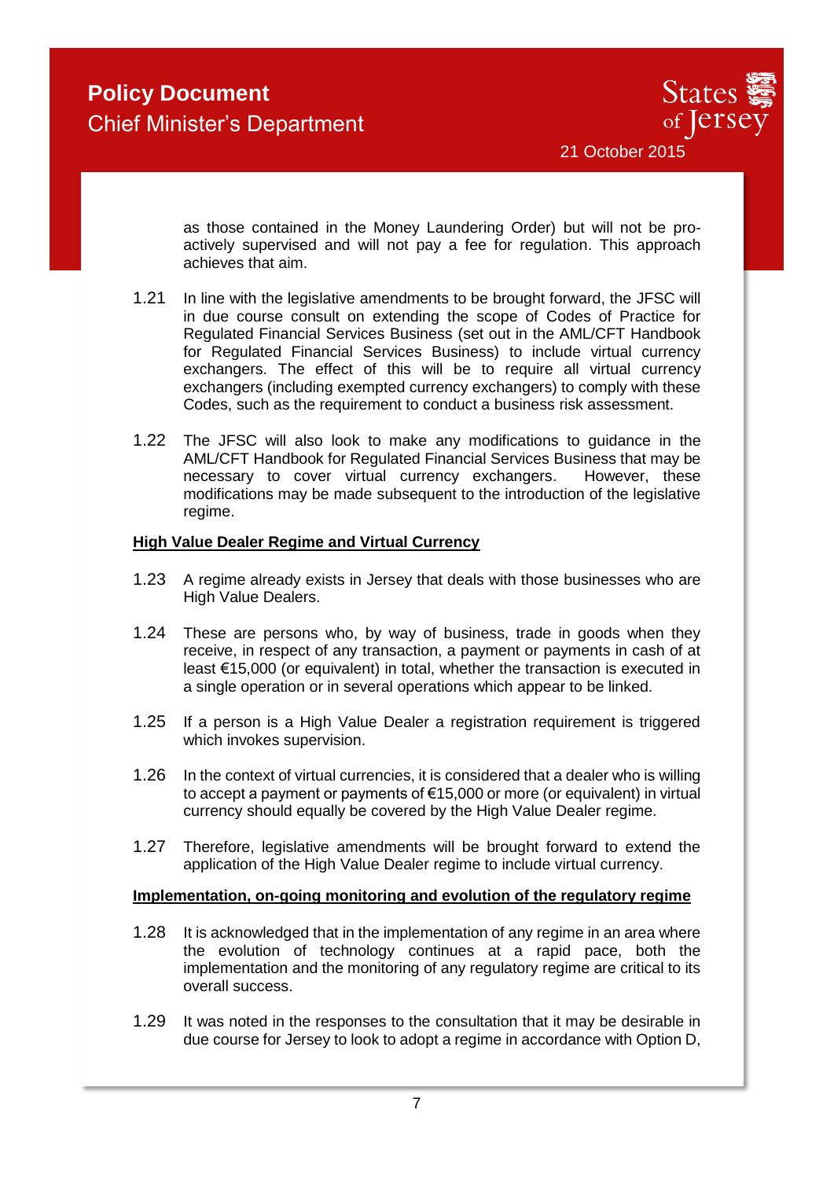as those contained in the Money Laundering Order) but will not be pro-actively supervised and will not pay a fee for regulation. This approach achieves that aim.

1.21 In line with the legislative amendments to be brought forward, the JFSC will in due course consult on extending the scope of Codes of Practice for Regulated Financial Services Business (set out in the AML/CFT Handbook for Regulated Financial Services Business) to include virtual currency exchangers. The effect of this will be to require all virtual currency exchangers (including exempted currency exchangers) to comply with these Codes, such as the requirement to conduct a business risk assessment.

1.22 The JFSC will also look to make any modifications to guidance in the AML/CFT Handbook for Regulated Financial Services Business that may be necessary to cover virtual currency exchangers. However, these modifications may be made subsequent to the introduction of the legislative regime.

**High Value Dealer Regime and Virtual Currency**

1.23 A regime already exists in Jersey that deals with those businesses who are High Value Dealers.

1.24 These are persons who, by way of business, trade in goods when they receive, in respect of any transaction, a payment or payments in cash of at least €15,000 (or equivalent) in total, whether the transaction is executed in a single operation or in several operations which appear to be linked.

1.25 If a person is a High Value Dealer a registration requirement is triggered which invokes supervision.

1.26 In the context of virtual currencies, it is considered that a dealer who is willing to accept a payment or payments of €15,000 or more (or equivalent) in virtual currency should equally be covered by the High Value Dealer regime.

1.27 Therefore, legislative amendments will be brought forward to extend the application of the High Value Dealer regime to include virtual currency.

**Implementation, on-going monitoring and evolution of the regulatory regime**

1.28 It is acknowledged that in the implementation of any regime in an area where the evolution of technology continues at a rapid pace, both the implementation and the monitoring of any regulatory regime are critical to its overall success.

1.29 It was noted in the responses to the consultation that it may be desirable in due course for Jersey to look to adopt a regime in accordance with Option D,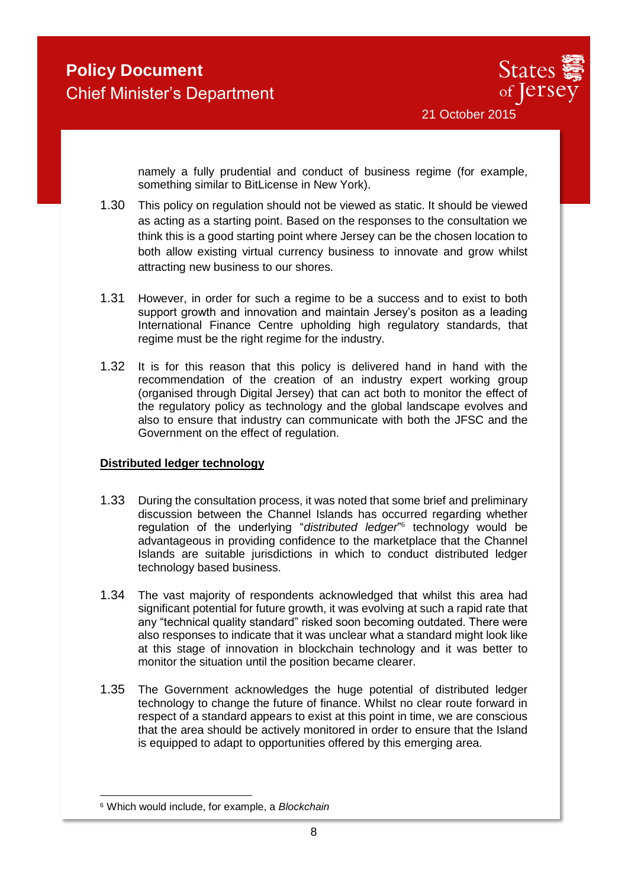namely a fully prudential and conduct of business regime (for example, something similar to BitLicense in New York).

1.30 This policy on regulation should not be viewed as static. It should be viewed as acting as a starting point. Based on the responses to the consultation we think this is a good starting point where Jersey can be the chosen location to both allow existing virtual currency business to innovate and grow whilst attracting new business to our shores.

1.31 However, in order for such a regime to be a success and to exist to both support growth and innovation and maintain Jersey's positon as a leading International Finance Centre upholding high regulatory standards, that regime must be the right regime for the industry.

1.32 It is for this reason that this policy is delivered hand in hand with the recommendation of the creation of an industry expert working group (organised through Digital Jersey) that can act both to monitor the effect of the regulatory policy as technology and the global landscape evolves and also to ensure that industry can communicate with both the JFSC and the Government on the effect of regulation.

**Distributed ledger technology**

1.33 During the consultation process, it was noted that some brief and preliminary discussion between the Channel Islands has occurred regarding whether regulation of the underlying "*distributed ledger*"[6] technology would be advantageous in providing confidence to the marketplace that the Channel Islands are suitable jurisdictions in which to conduct distributed ledger technology based business.

1.34 The vast majority of respondents acknowledged that whilst this area had significant potential for future growth, it was evolving at such a rapid rate that any "technical quality standard" risked soon becoming outdated. There were also responses to indicate that it was unclear what a standard might look like at this stage of innovation in blockchain technology and it was better to monitor the situation until the position became clearer.

1.35 The Government acknowledges the huge potential of distributed ledger technology to change the future of finance. Whilst no clear route forward in respect of a standard appears to exist at this point in time, we are conscious that the area should be actively monitored in order to ensure that the Island is equipped to adapt to opportunities offered by this emerging area.

[6] Which would include, for example, a *Blockchain*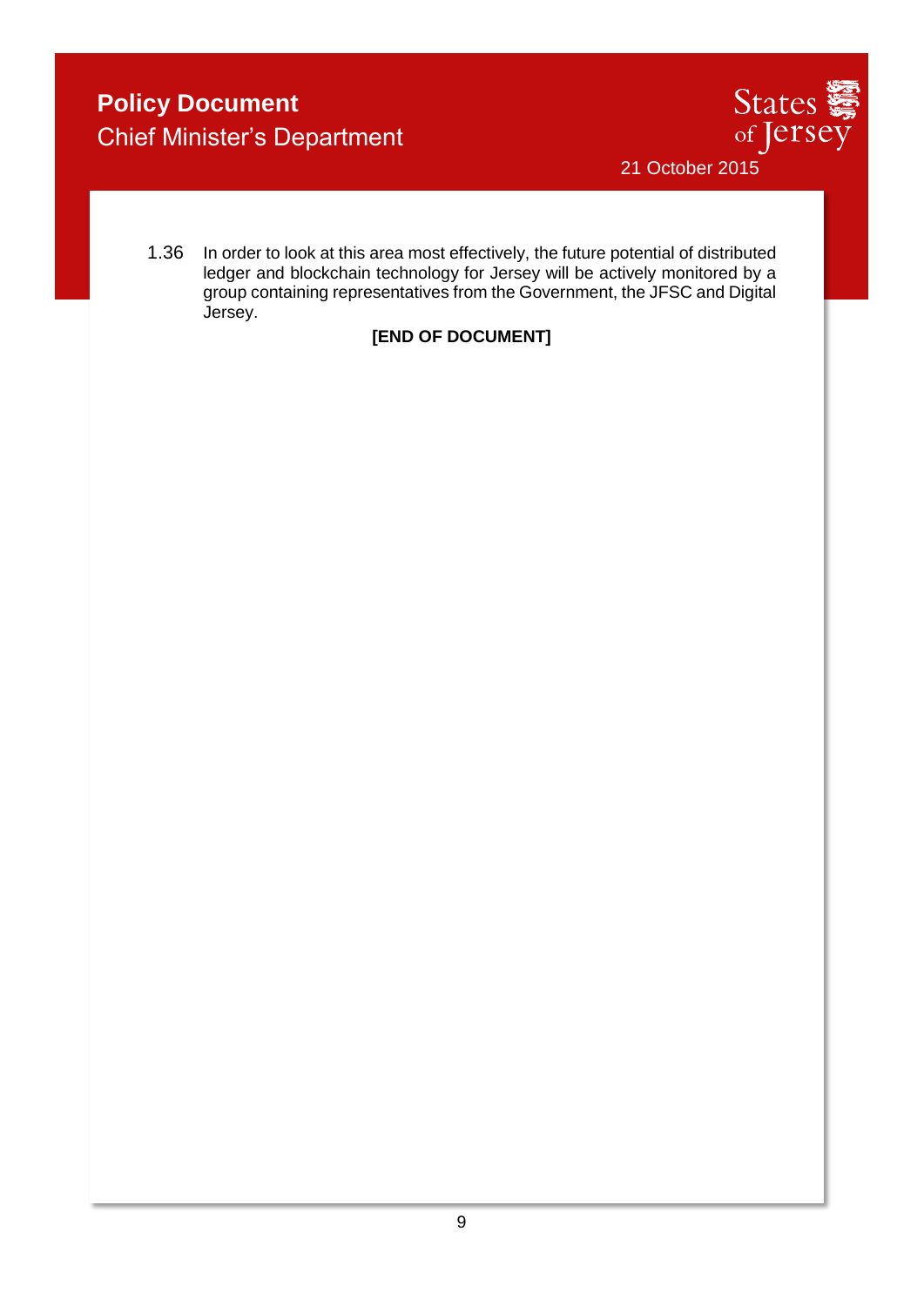1.36 In order to look at this area most effectively, the future potential of distributed ledger and blockchain technology for Jersey will be actively monitored by a group containing representatives from the Government, the JFSC and Digital Jersey.

**[END OF DOCUMENT]**